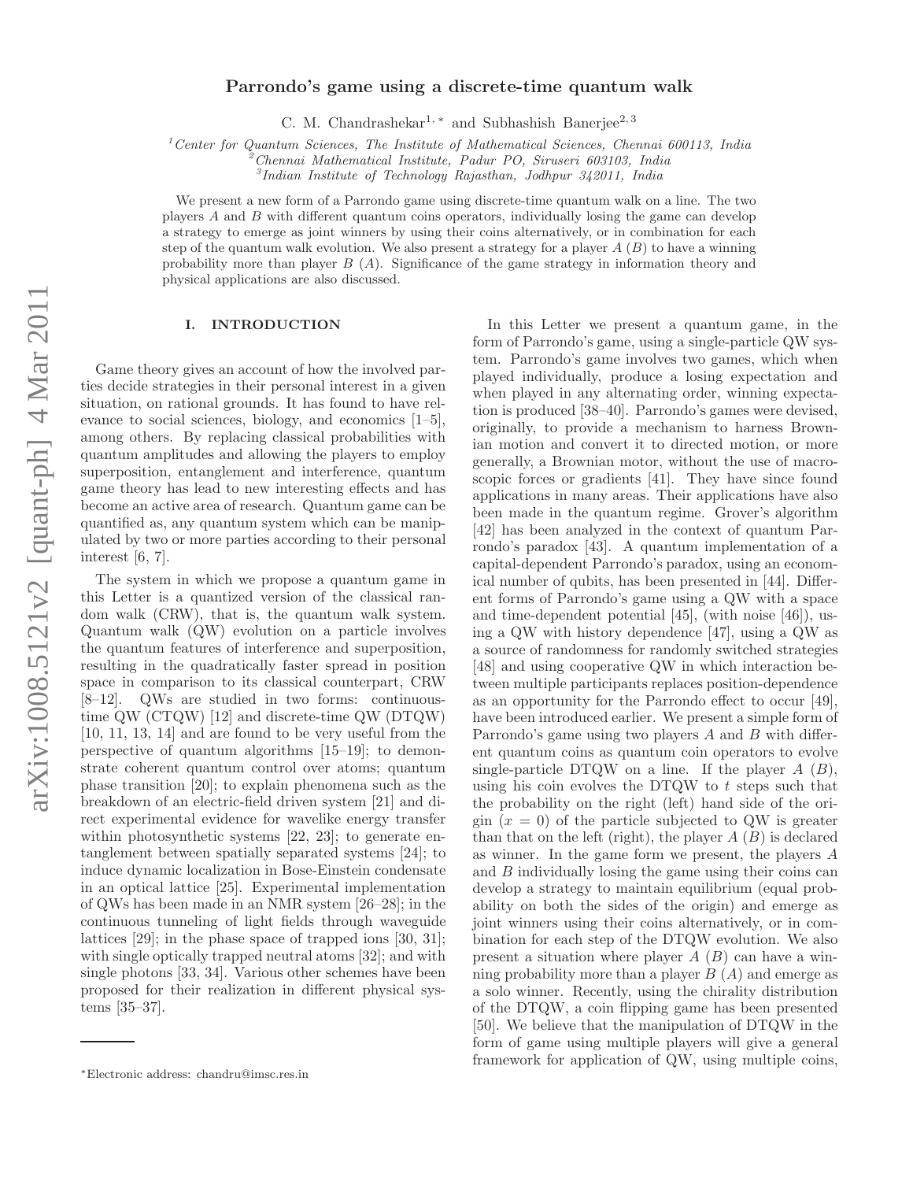# Parrondo's game using a discrete-time quantum walk

C. M. Chandrashekar[1,*] and Subhashish Banerjee[2,3]

[1]Center for Quantum Sciences, The Institute of Mathematical Sciences, Chennai 600113, India
[2]Chennai Mathematical Institute, Padur PO, Siruseri 603103, India
[3]Indian Institute of Technology Rajasthan, Jodhpur 342011, India

We present a new form of a Parrondo game using discrete-time quantum walk on a line. The two players $A$ and $B$ with different quantum coins operators, individually losing the game can develop a strategy to emerge as joint winners by using their coins alternatively, or in combination for each step of the quantum walk evolution. We also present a strategy for a player $A$ ($B$) to have a winning probability more than player $B$ ($A$). Significance of the game strategy in information theory and physical applications are also discussed.

## I. INTRODUCTION

Game theory gives an account of how the involved parties decide strategies in their personal interest in a given situation, on rational grounds. It has found to have relevance to social sciences, biology, and economics [1–5], among others. By replacing classical probabilities with quantum amplitudes and allowing the players to employ superposition, entanglement and interference, quantum game theory has lead to new interesting effects and has become an active area of research. Quantum game can be quantified as, any quantum system which can be manipulated by two or more parties according to their personal interest [6, 7].

The system in which we propose a quantum game in this Letter is a quantized version of the classical random walk (CRW), that is, the quantum walk system. Quantum walk (QW) evolution on a particle involves the quantum features of interference and superposition, resulting in the quadratically faster spread in position space in comparison to its classical counterpart, CRW [8–12]. QWs are studied in two forms: continuous-time QW (CTQW) [12] and discrete-time QW (DTQW) [10, 11, 13, 14] and are found to be very useful from the perspective of quantum algorithms [15–19]; to demonstrate coherent quantum control over atoms; quantum phase transition [20]; to explain phenomena such as the breakdown of an electric-field driven system [21] and direct experimental evidence for wavelike energy transfer within photosynthetic systems [22, 23]; to generate entanglement between spatially separated systems [24]; to induce dynamic localization in Bose-Einstein condensate in an optical lattice [25]. Experimental implementation of QWs has been made in an NMR system [26–28]; in the continuous tunneling of light fields through waveguide lattices [29]; in the phase space of trapped ions [30, 31]; with single optically trapped neutral atoms [32]; and with single photons [33, 34]. Various other schemes have been proposed for their realization in different physical systems [35–37].

In this Letter we present a quantum game, in the form of Parrondo's game, using a single-particle QW system. Parrondo's game involves two games, which when played individually, produce a losing expectation and when played in any alternating order, winning expectation is produced [38–40]. Parrondo's games were devised, originally, to provide a mechanism to harness Brownian motion and convert it to directed motion, or more generally, a Brownian motor, without the use of macroscopic forces or gradients [41]. They have since found applications in many areas. Their applications have also been made in the quantum regime. Grover's algorithm [42] has been analyzed in the context of quantum Parrondo's paradox [43]. A quantum implementation of a capital-dependent Parrondo's paradox, using an economical number of qubits, has been presented in [44]. Different forms of Parrondo's game using a QW with a space and time-dependent potential [45], (with noise [46]), using a QW with history dependence [47], using a QW as a source of randomness for randomly switched strategies [48] and using cooperative QW in which interaction between multiple participants replaces position-dependence as an opportunity for the Parrondo effect to occur [49], have been introduced earlier. We present a simple form of Parrondo's game using two players $A$ and $B$ with different quantum coins as quantum coin operators to evolve single-particle DTQW on a line. If the player $A$ ($B$), using his coin evolves the DTQW to $t$ steps such that the probability on the right (left) hand side of the origin ($x = 0$) of the particle subjected to QW is greater than that on the left (right), the player $A$ ($B$) is declared as winner. In the game form we present, the players $A$ and $B$ individually losing the game using their coins can develop a strategy to maintain equilibrium (equal probability on both the sides of the origin) and emerge as joint winners using their coins alternatively, or in combination for each step of the DTQW evolution. We also present a situation where player $A$ ($B$) can have a winning probability more than a player $B$ ($A$) and emerge as a solo winner. Recently, using the chirality distribution of the DTQW, a coin flipping game has been presented [50]. We believe that the manipulation of DTQW in the form of game using multiple players will give a general framework for application of QW, using multiple coins,

*Electronic address: chandru@imsc.res.in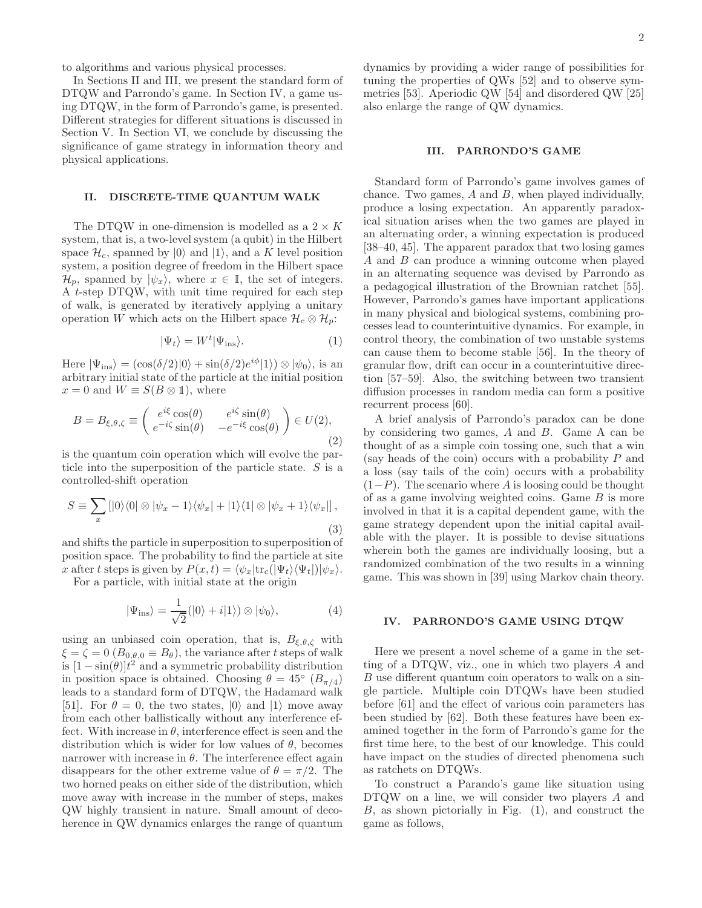to algorithms and various physical processes.

In Sections II and III, we present the standard form of DTQW and Parrondo's game. In Section IV, a game using DTQW, in the form of Parrondo's game, is presented. Different strategies for different situations is discussed in Section V. In Section VI, we conclude by discussing the significance of game strategy in information theory and physical applications.

## II. DISCRETE-TIME QUANTUM WALK

The DTQW in one-dimension is modelled as a $2 \times K$ system, that is, a two-level system (a qubit) in the Hilbert space $\mathcal{H}_c$, spanned by $|0\rangle$ and $|1\rangle$, and a $K$ level position system, a position degree of freedom in the Hilbert space $\mathcal{H}_p$, spanned by $|\psi_x\rangle$, where $x \in \mathbb{I}$, the set of integers. A $t$-step DTQW, with unit time required for each step of walk, is generated by iteratively applying a unitary operation $W$ which acts on the Hilbert space $\mathcal{H}_c \otimes \mathcal{H}_p$:

$$|\Psi_t\rangle = W^t |\Psi_{\text{ins}}\rangle. \tag{1}$$

Here $|\Psi_{\text{ins}}\rangle = (\cos(\delta/2)|0\rangle + \sin(\delta/2)e^{i\phi}|1\rangle) \otimes |\psi_0\rangle$, is an arbitrary initial state of the particle at the initial position $x = 0$ and $W \equiv S(B \otimes \mathbb{1})$, where

$$B = B_{\xi,\theta,\zeta} \equiv \begin{pmatrix} e^{i\xi}\cos(\theta) & e^{i\zeta}\sin(\theta) \\ e^{-i\zeta}\sin(\theta) & -e^{-i\xi}\cos(\theta) \end{pmatrix} \in U(2), \tag{2}$$

is the quantum coin operation which will evolve the particle into the superposition of the particle state. $S$ is a controlled-shift operation

$$S \equiv \sum_x \left[ |0\rangle\langle 0| \otimes |\psi_x - 1\rangle\langle\psi_x| + |1\rangle\langle 1| \otimes |\psi_x + 1\rangle\langle\psi_x| \right], \tag{3}$$

and shifts the particle in superposition to superposition of position space. The probability to find the particle at site $x$ after $t$ steps is given by $P(x,t) = \langle\psi_x|\text{tr}_c(|\Psi_t\rangle\langle\Psi_t|)|\psi_x\rangle$.

For a particle, with initial state at the origin

$$|\Psi_{\text{ins}}\rangle = \frac{1}{\sqrt{2}}(|0\rangle + i|1\rangle) \otimes |\psi_0\rangle, \tag{4}$$

using an unbiased coin operation, that is, $B_{\xi,\theta,\zeta}$ with $\xi = \zeta = 0$ ($B_{0,\theta,0} \equiv B_\theta$), the variance after $t$ steps of walk is $[1 - \sin(\theta)]t^2$ and a symmetric probability distribution in position space is obtained. Choosing $\theta = 45^\circ$ ($B_{\pi/4}$) leads to a standard form of DTQW, the Hadamard walk [51]. For $\theta = 0$, the two states, $|0\rangle$ and $|1\rangle$ move away from each other ballistically without any interference effect. With increase in $\theta$, interference effect is seen and the distribution which is wider for low values of $\theta$, becomes narrower with increase in $\theta$. The interference effect again disappears for the other extreme value of $\theta = \pi/2$. The two horned peaks on either side of the distribution, which move away with increase in the number of steps, makes QW highly transient in nature. Small amount of decoherence in QW dynamics enlarges the range of quantum dynamics by providing a wider range of possibilities for tuning the properties of QWs [52] and to observe symmetries [53]. Aperiodic QW [54] and disordered QW [25] also enlarge the range of QW dynamics.

## III. PARRONDO'S GAME

Standard form of Parrondo's game involves games of chance. Two games, $A$ and $B$, when played individually, produce a losing expectation. An apparently paradoxical situation arises when the two games are played in an alternating order, a winning expectation is produced [38–40, 45]. The apparent paradox that two losing games $A$ and $B$ can produce a winning outcome when played in an alternating sequence was devised by Parrondo as a pedagogical illustration of the Brownian ratchet [55]. However, Parrondo's games have important applications in many physical and biological systems, combining processes lead to counterintuitive dynamics. For example, in control theory, the combination of two unstable systems can cause them to become stable [56]. In the theory of granular flow, drift can occur in a counterintuitive direction [57–59]. Also, the switching between two transient diffusion processes in random media can form a positive recurrent process [60].

A brief analysis of Parrondo's paradox can be done by considering two games, $A$ and $B$. Game A can be thought of as a simple coin tossing one, such that a win (say heads of the coin) occurs with a probability $P$ and a loss (say tails of the coin) occurs with a probability $(1-P)$. The scenario where $A$ is loosing could be thought of as a game involving weighted coins. Game $B$ is more involved in that it is a capital dependent game, with the game strategy dependent upon the initial capital available with the player. It is possible to devise situations wherein both the games are individually loosing, but a randomized combination of the two results in a winning game. This was shown in [39] using Markov chain theory.

## IV. PARRONDO'S GAME USING DTQW

Here we present a novel scheme of a game in the setting of a DTQW, viz., one in which two players $A$ and $B$ use different quantum coin operators to walk on a single particle. Multiple coin DTQWs have been studied before [61] and the effect of various coin parameters has been studied by [62]. Both these features have been examined together in the form of Parrondo's game for the first time here, to the best of our knowledge. This could have impact on the studies of directed phenomena such as ratchets on DTQWs.

To construct a Parando's game like situation using DTQW on a line, we will consider two players $A$ and $B$, as shown pictorially in Fig. (1), and construct the game as follows,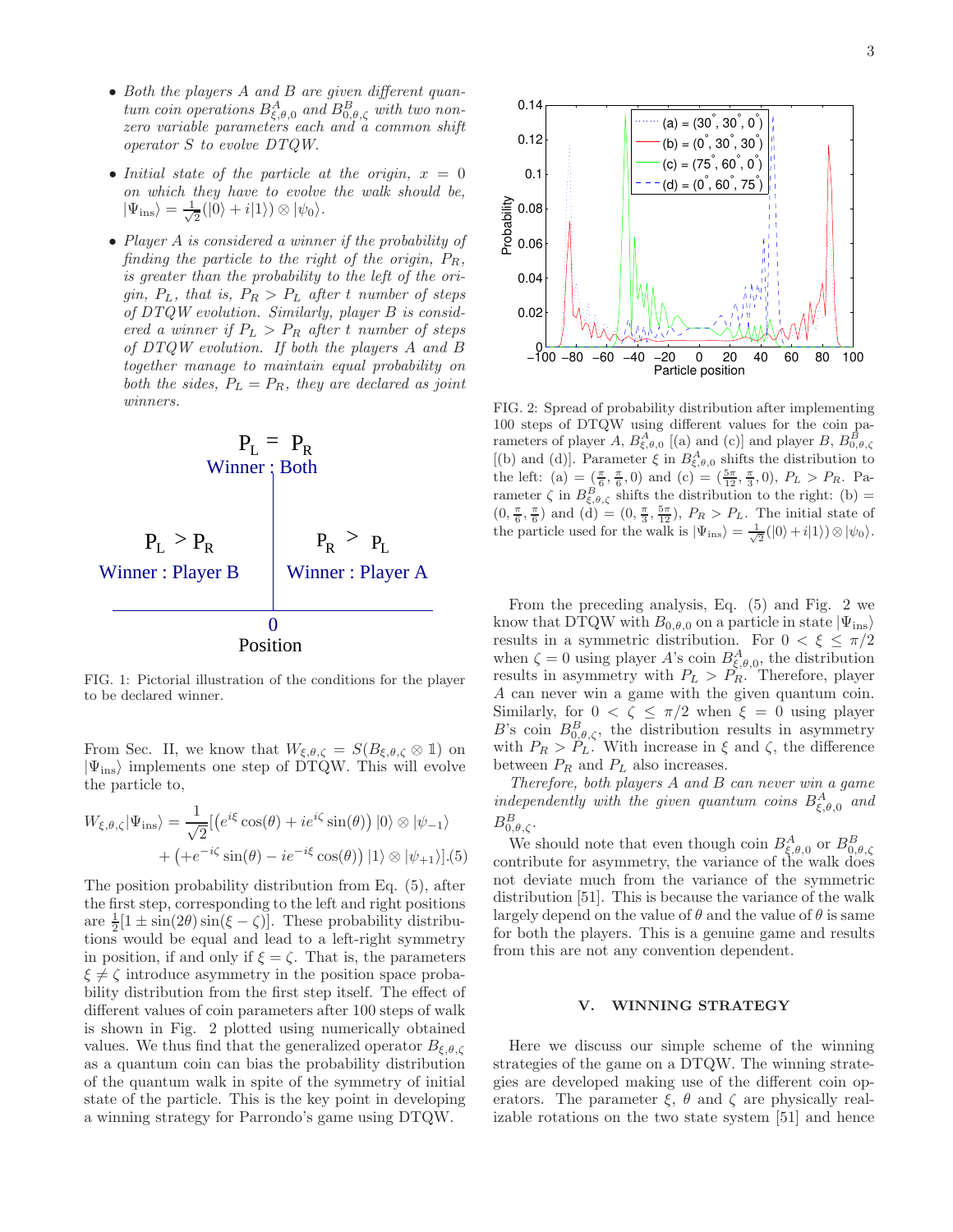- *Both the players A and B are given different quantum coin operations $B^A_{\xi,\theta,0}$ and $B^B_{0,\theta,\zeta}$ with two non-zero variable parameters each and a common shift operator S to evolve DTQW.*

- *Initial state of the particle at the origin, $x = 0$ on which they have to evolve the walk should be, $|\Psi_{\rm ins}\rangle = \frac{1}{\sqrt{2}}(|0\rangle + i|1\rangle) \otimes |\psi_0\rangle$.*

- *Player A is considered a winner if the probability of finding the particle to the right of the origin, $P_R$, is greater than the probability to the left of the origin, $P_L$, that is, $P_R > P_L$ after t number of steps of DTQW evolution. Similarly, player B is considered a winner if $P_L > P_R$ after t number of steps of DTQW evolution. If both the players A and B together manage to maintain equal probability on both the sides, $P_L = P_R$, they are declared as joint winners.*

FIG. 1: Pictorial illustration of the conditions for the player to be declared winner.

From Sec. II, we know that $W_{\xi,\theta,\zeta} = S(B_{\xi,\theta,\zeta} \otimes \mathbb{1})$ on $|\Psi_{\rm ins}\rangle$ implements one step of DTQW. This will evolve the particle to,

$$W_{\xi,\theta,\zeta}|\Psi_{\rm ins}\rangle = \frac{1}{\sqrt{2}}[\left(e^{i\xi}\cos(\theta) + ie^{i\zeta}\sin(\theta)\right)|0\rangle \otimes |\psi_{-1}\rangle + \left(+e^{-i\zeta}\sin(\theta) - ie^{-i\xi}\cos(\theta)\right)|1\rangle \otimes |\psi_{+1}\rangle]. \quad (5)$$

The position probability distribution from Eq. (5), after the first step, corresponding to the left and right positions are $\frac{1}{2}[1 \pm \sin(2\theta)\sin(\xi - \zeta)]$. These probability distributions would be equal and lead to a left-right symmetry in position, if and only if $\xi = \zeta$. That is, the parameters $\xi \neq \zeta$ introduce asymmetry in the position space probability distribution from the first step itself. The effect of different values of coin parameters after 100 steps of walk is shown in Fig. 2 plotted using numerically obtained values. We thus find that the generalized operator $B_{\xi,\theta,\zeta}$ as a quantum coin can bias the probability distribution of the quantum walk in spite of the symmetry of initial state of the particle. This is the key point in developing a winning strategy for Parrondo's game using DTQW.

FIG. 2: Spread of probability distribution after implementing 100 steps of DTQW using different values for the coin parameters of player A, $B^A_{\xi,\theta,0}$ [(a) and (c)] and player B, $B^B_{0,\theta,\zeta}$ [(b) and (d)]. Parameter $\xi$ in $B^A_{\xi,\theta,0}$ shifts the distribution to the left: (a) = $(\frac{\pi}{6}, \frac{\pi}{6}, 0)$ and (c) = $(\frac{5\pi}{12}, \frac{\pi}{3}, 0)$, $P_L > P_R$. Parameter $\zeta$ in $B^B_{\xi,\theta,\zeta}$ shifts the distribution to the right: (b) = $(0, \frac{\pi}{6}, \frac{\pi}{6})$ and (d) = $(0, \frac{\pi}{3}, \frac{5\pi}{12})$, $P_R > P_L$. The initial state of the particle used for the walk is $|\Psi_{\rm ins}\rangle = \frac{1}{\sqrt{2}}(|0\rangle + i|1\rangle) \otimes |\psi_0\rangle$.

From the preceding analysis, Eq. (5) and Fig. 2 we know that DTQW with $B_{0,\theta,0}$ on a particle in state $|\Psi_{\rm ins}\rangle$ results in a symmetric distribution. For $0 < \xi \leq \pi/2$ when $\zeta = 0$ using player A's coin $B^A_{\xi,\theta,0}$, the distribution results in asymmetry with $P_L > P_R$. Therefore, player A can never win a game with the given quantum coin. Similarly, for $0 < \zeta \leq \pi/2$ when $\xi = 0$ using player B's coin $B^B_{0,\theta,\zeta}$, the distribution results in asymmetry with $P_R > P_L$. With increase in $\xi$ and $\zeta$, the difference between $P_R$ and $P_L$ also increases.

*Therefore, both players A and B can never win a game independently with the given quantum coins $B^A_{\xi,\theta,0}$ and $B^B_{0,\theta,\zeta}$.*

We should note that even though coin $B^A_{\xi,\theta,0}$ or $B^B_{0,\theta,\zeta}$ contribute for asymmetry, the variance of the walk does not deviate much from the variance of the symmetric distribution [51]. This is because the variance of the walk largely depend on the value of $\theta$ and the value of $\theta$ is same for both the players. This is a genuine game and results from this are not any convention dependent.

## V. WINNING STRATEGY

Here we discuss our simple scheme of the winning strategies of the game on a DTQW. The winning strategies are developed making use of the different coin operators. The parameter $\xi$, $\theta$ and $\zeta$ are physically realizable rotations on the two state system [51] and hence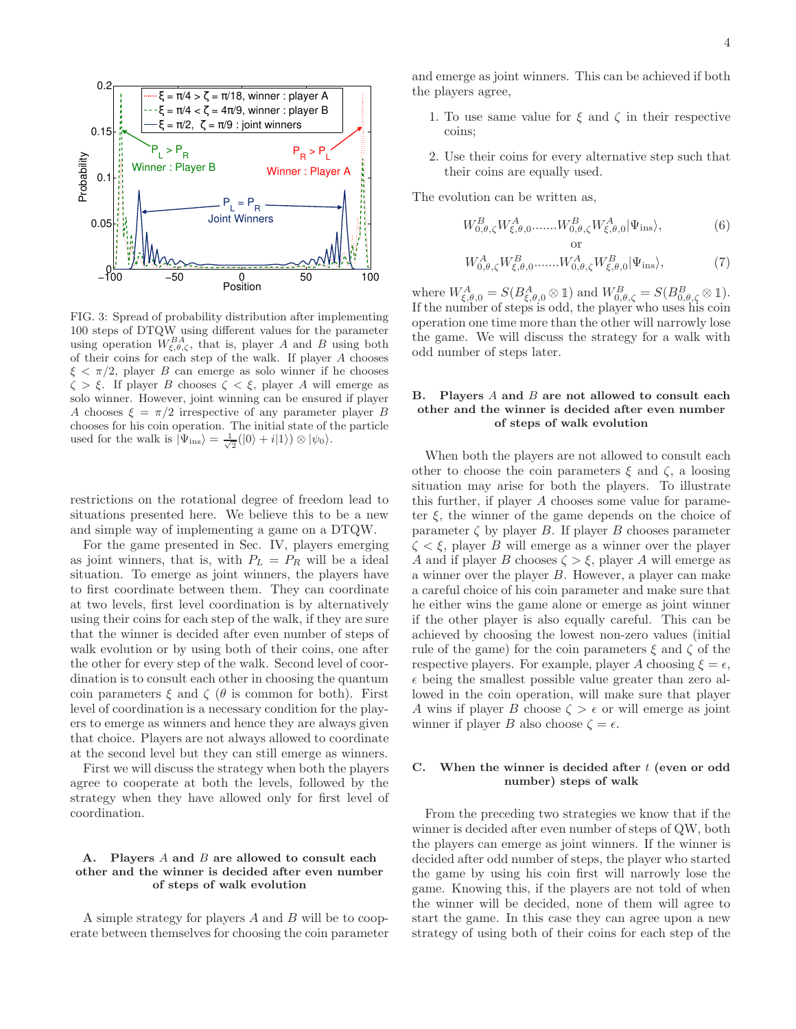FIG. 3: Spread of probability distribution after implementing 100 steps of DTQW using different values for the parameter using operation $W^{BA}_{\xi,\theta,\zeta}$, that is, player $A$ and $B$ using both of their coins for each step of the walk. If player $A$ chooses $\xi < \pi/2$, player $B$ can emerge as solo winner if he chooses $\zeta > \xi$. If player $B$ chooses $\zeta < \xi$, player $A$ will emerge as solo winner. However, joint winning can be ensured if player $A$ chooses $\xi = \pi/2$ irrespective of any parameter player $B$ chooses for his coin operation. The initial state of the particle used for the walk is $|\Psi_{\rm ins}\rangle = \frac{1}{\sqrt{2}}(|0\rangle + i|1\rangle) \otimes |\psi_0\rangle$.

restrictions on the rotational degree of freedom lead to situations presented here. We believe this to be a new and simple way of implementing a game on a DTQW.

For the game presented in Sec. IV, players emerging as joint winners, that is, with $P_L = P_R$ will be a ideal situation. To emerge as joint winners, the players have to first coordinate between them. They can coordinate at two levels, first level coordination is by alternatively using their coins for each step of the walk, if they are sure that the winner is decided after even number of steps of walk evolution or by using both of their coins, one after the other for every step of the walk. Second level of coordination is to consult each other in choosing the quantum coin parameters $\xi$ and $\zeta$ ($\theta$ is common for both). First level of coordination is a necessary condition for the players to emerge as winners and hence they are always given that choice. Players are not always allowed to coordinate at the second level but they can still emerge as winners.

First we will discuss the strategy when both the players agree to cooperate at both the levels, followed by the strategy when they have allowed only for first level of coordination.

### A. Players $A$ and $B$ are allowed to consult each other and the winner is decided after even number of steps of walk evolution

A simple strategy for players $A$ and $B$ will be to cooperate between themselves for choosing the coin parameter and emerge as joint winners. This can be achieved if both the players agree,

1. To use same value for $\xi$ and $\zeta$ in their respective coins;
2. Use their coins for every alternative step such that their coins are equally used.

The evolution can be written as,

$$W^{B}_{0,\theta,\zeta} W^{A}_{\xi,\theta,0} \ldots\ldots W^{B}_{0,\theta,\zeta} W^{A}_{\xi,\theta,0} |\Psi_{\rm ins}\rangle, \tag{6}$$

or

$$W^{A}_{0,\theta,\zeta} W^{B}_{\xi,\theta,0} \ldots\ldots W^{A}_{0,\theta,\zeta} W^{B}_{\xi,\theta,0} |\Psi_{\rm ins}\rangle, \tag{7}$$

where $W^{A}_{\xi,\theta,0} = S(B^{A}_{\xi,\theta,0} \otimes \mathbb{1})$ and $W^{B}_{0,\theta,\zeta} = S(B^{B}_{0,\theta,\zeta} \otimes \mathbb{1})$. If the number of steps is odd, the player who uses his coin operation one time more than the other will narrowly lose the game. We will discuss the strategy for a walk with odd number of steps later.

### B. Players $A$ and $B$ are not allowed to consult each other and the winner is decided after even number of steps of walk evolution

When both the players are not allowed to consult each other to choose the coin parameters $\xi$ and $\zeta$, a loosing situation may arise for both the players. To illustrate this further, if player $A$ chooses some value for parameter $\xi$, the winner of the game depends on the choice of parameter $\zeta$ by player $B$. If player $B$ chooses parameter $\zeta < \xi$, player $B$ will emerge as a winner over the player $A$ and if player $B$ chooses $\zeta > \xi$, player $A$ will emerge as a winner over the player $B$. However, a player can make a careful choice of his coin parameter and make sure that he either wins the game alone or emerge as joint winner if the other player is also equally careful. This can be achieved by choosing the lowest non-zero values (initial rule of the game) for the coin parameters $\xi$ and $\zeta$ of the respective players. For example, player $A$ choosing $\xi = \epsilon$, $\epsilon$ being the smallest possible value greater than zero allowed in the coin operation, will make sure that player $A$ wins if player $B$ choose $\zeta > \epsilon$ or will emerge as joint winner if player $B$ also choose $\zeta = \epsilon$.

### C. When the winner is decided after $t$ (even or odd number) steps of walk

From the preceding two strategies we know that if the winner is decided after even number of steps of QW, both the players can emerge as joint winners. If the winner is decided after odd number of steps, the player who started the game by using his coin first will narrowly lose the game. Knowing this, if the players are not told of when the winner will be decided, none of them will agree to start the game. In this case they can agree upon a new strategy of using both of their coins for each step of the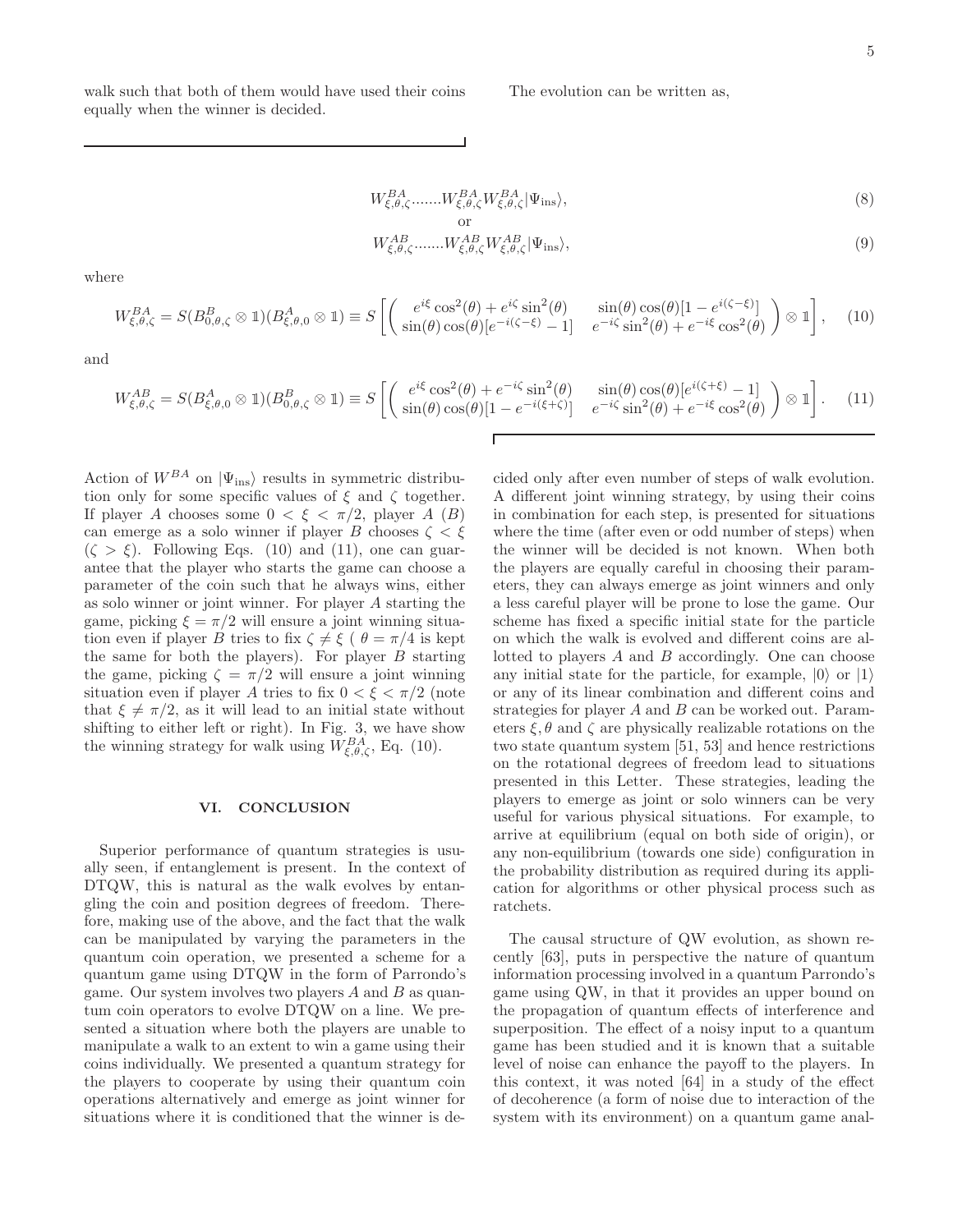walk such that both of them would have used their coins equally when the winner is decided.

The evolution can be written as,

$$W^{BA}_{\xi,\theta,\zeta}.......W^{BA}_{\xi,\theta,\zeta}W^{BA}_{\xi,\theta,\zeta}|\Psi_{\rm ins}\rangle, \tag{8}$$

or

$$W^{AB}_{\xi,\theta,\zeta}.......W^{AB}_{\xi,\theta,\zeta}W^{AB}_{\xi,\theta,\zeta}|\Psi_{\rm ins}\rangle, \tag{9}$$

where

$$W^{BA}_{\xi,\theta,\zeta} = S(B^B_{0,\theta,\zeta}\otimes \mathbb{1})(B^A_{\xi,\theta,0}\otimes \mathbb{1}) \equiv S\left[\left(\begin{array}{cc} e^{i\xi}\cos^2(\theta)+e^{i\zeta}\sin^2(\theta) & \sin(\theta)\cos(\theta)[1-e^{i(\zeta-\xi)}] \\ \sin(\theta)\cos(\theta)[e^{-i(\zeta-\xi)}-1] & e^{-i\zeta}\sin^2(\theta)+e^{-i\xi}\cos^2(\theta)\end{array}\right)\otimes \mathbb{1}\right], \tag{10}$$

and

$$W^{AB}_{\xi,\theta,\zeta} = S(B^A_{\xi,\theta,0}\otimes \mathbb{1})(B^B_{0,\theta,\zeta}\otimes \mathbb{1}) \equiv S\left[\left(\begin{array}{cc} e^{i\xi}\cos^2(\theta)+e^{-i\zeta}\sin^2(\theta) & \sin(\theta)\cos(\theta)[e^{i(\zeta+\xi)}-1] \\ \sin(\theta)\cos(\theta)[1-e^{-i(\xi+\zeta)}] & e^{-i\zeta}\sin^2(\theta)+e^{-i\xi}\cos^2(\theta)\end{array}\right)\otimes \mathbb{1}\right]. \tag{11}$$

Action of $W^{BA}$ on $|\Psi_{\rm ins}\rangle$ results in symmetric distribution only for some specific values of $\xi$ and $\zeta$ together. If player $A$ chooses some $0 < \xi < \pi/2$, player $A$ ($B$) can emerge as a solo winner if player $B$ chooses $\zeta < \xi$ ($\zeta > \xi$). Following Eqs. (10) and (11), one can guarantee that the player who starts the game can choose a parameter of the coin such that he always wins, either as solo winner or joint winner. For player $A$ starting the game, picking $\xi = \pi/2$ will ensure a joint winning situation even if player $B$ tries to fix $\zeta \neq \xi$ ( $\theta = \pi/4$ is kept the same for both the players). For player $B$ starting the game, picking $\zeta = \pi/2$ will ensure a joint winning situation even if player $A$ tries to fix $0 < \xi < \pi/2$ (note that $\xi \neq \pi/2$, as it will lead to an initial state without shifting to either left or right). In Fig. 3, we have show the winning strategy for walk using $W^{BA}_{\xi,\theta,\zeta}$, Eq. (10).

## VI. CONCLUSION

Superior performance of quantum strategies is usually seen, if entanglement is present. In the context of DTQW, this is natural as the walk evolves by entangling the coin and position degrees of freedom. Therefore, making use of the above, and the fact that the walk can be manipulated by varying the parameters in the quantum coin operation, we presented a scheme for a quantum game using DTQW in the form of Parrondo's game. Our system involves two players $A$ and $B$ as quantum coin operators to evolve DTQW on a line. We presented a situation where both the players are unable to manipulate a walk to an extent to win a game using their coins individually. We presented a quantum strategy for the players to cooperate by using their quantum coin operations alternatively and emerge as joint winner for situations where it is conditioned that the winner is decided only after even number of steps of walk evolution. A different joint winning strategy, by using their coins in combination for each step, is presented for situations where the time (after even or odd number of steps) when the winner will be decided is not known. When both the players are equally careful in choosing their parameters, they can always emerge as joint winners and only a less careful player will be prone to lose the game. Our scheme has fixed a specific initial state for the particle on which the walk is evolved and different coins are allotted to players $A$ and $B$ accordingly. One can choose any initial state for the particle, for example, $|0\rangle$ or $|1\rangle$ or any of its linear combination and different coins and strategies for player $A$ and $B$ can be worked out. Parameters $\xi, \theta$ and $\zeta$ are physically realizable rotations on the two state quantum system [51, 53] and hence restrictions on the rotational degrees of freedom lead to situations presented in this Letter. These strategies, leading the players to emerge as joint or solo winners can be very useful for various physical situations. For example, to arrive at equilibrium (equal on both side of origin), or any non-equilibrium (towards one side) configuration in the probability distribution as required during its application for algorithms or other physical process such as ratchets.

The causal structure of QW evolution, as shown recently [63], puts in perspective the nature of quantum information processing involved in a quantum Parrondo's game using QW, in that it provides an upper bound on the propagation of quantum effects of interference and superposition. The effect of a noisy input to a quantum game has been studied and it is known that a suitable level of noise can enhance the payoff to the players. In this context, it was noted [64] in a study of the effect of decoherence (a form of noise due to interaction of the system with its environment) on a quantum game anal-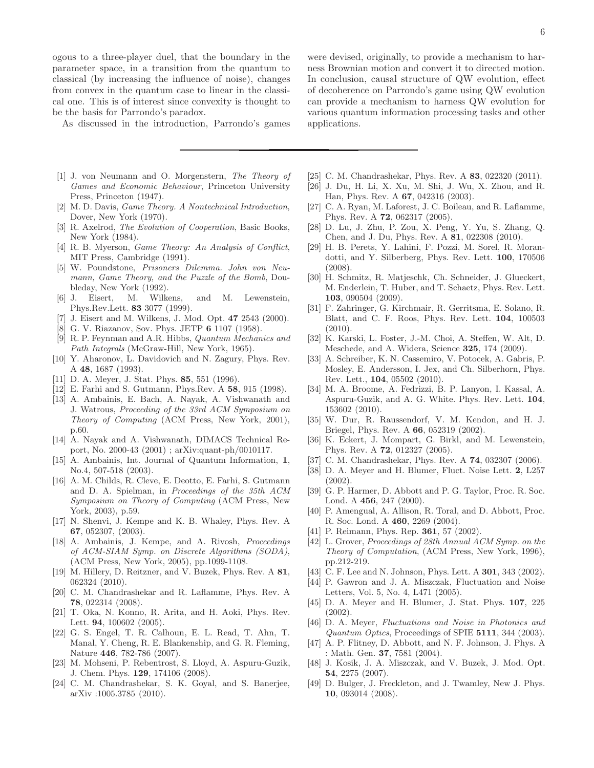ogous to a three-player duel, that the boundary in the parameter space, in a transition from the quantum to classical (by increasing the influence of noise), changes from convex in the quantum case to linear in the classical one. This is of interest since convexity is thought to be the basis for Parrondo's paradox.

As discussed in the introduction, Parrondo's games were devised, originally, to provide a mechanism to harness Brownian motion and convert it to directed motion. In conclusion, causal structure of QW evolution, effect of decoherence on Parrondo's game using QW evolution can provide a mechanism to harness QW evolution for various quantum information processing tasks and other applications.

---

[1] J. von Neumann and O. Morgenstern, *The Theory of Games and Economic Behaviour*, Princeton University Press, Princeton (1947).

[2] M. D. Davis, *Game Theory. A Nontechnical Introduction*, Dover, New York (1970).

[3] R. Axelrod, *The Evolution of Cooperation*, Basic Books, New York (1984).

[4] R. B. Myerson, *Game Theory: An Analysis of Conflict*, MIT Press, Cambridge (1991).

[5] W. Poundstone, *Prisoners Dilemma. John von Neumann, Game Theory, and the Puzzle of the Bomb*, Doubleday, New York (1992).

[6] J. Eisert, M. Wilkens, and M. Lewenstein, Phys.Rev.Lett. **83** 3077 (1999).

[7] J. Eisert and M. Wilkens, J. Mod. Opt. **47** 2543 (2000).

[8] G. V. Riazanov, Sov. Phys. JETP **6** 1107 (1958).

[9] R. P. Feynman and A.R. Hibbs, *Quantum Mechanics and Path Integrals* (McGraw-Hill, New York, 1965).

[10] Y. Aharonov, L. Davidovich and N. Zagury, Phys. Rev. A **48**, 1687 (1993).

[11] D. A. Meyer, J. Stat. Phys. **85**, 551 (1996).

[12] E. Farhi and S. Gutmann, Phys.Rev. A **58**, 915 (1998).

[13] A. Ambainis, E. Bach, A. Nayak, A. Vishwanath and J. Watrous, *Proceeding of the 33rd ACM Symposium on Theory of Computing* (ACM Press, New York, 2001), p.60.

[14] A. Nayak and A. Vishwanath, DIMACS Technical Report, No. 2000-43 (2001) ; arXiv:quant-ph/0010117.

[15] A. Ambainis, Int. Journal of Quantum Information, **1**, No.4, 507-518 (2003).

[16] A. M. Childs, R. Cleve, E. Deotto, E. Farhi, S. Gutmann and D. A. Spielman, in *Proceedings of the 35th ACM Symposium on Theory of Computing* (ACM Press, New York, 2003), p.59.

[17] N. Shenvi, J. Kempe and K. B. Whaley, Phys. Rev. A **67**, 052307, (2003).

[18] A. Ambainis, J. Kempe, and A. Rivosh, *Proceedings of ACM-SIAM Symp. on Discrete Algorithms (SODA)*, (ACM Press, New York, 2005), pp.1099-1108.

[19] M. Hillery, D. Reitzner, and V. Buzek, Phys. Rev. A **81**, 062324 (2010).

[20] C. M. Chandrashekar and R. Laflamme, Phys. Rev. A **78**, 022314 (2008).

[21] T. Oka, N. Konno, R. Arita, and H. Aoki, Phys. Rev. Lett. **94**, 100602 (2005).

[22] G. S. Engel, T. R. Calhoun, E. L. Read, T. Ahn, T. Manal, Y. Cheng, R. E. Blankenship, and G. R. Fleming, Nature **446**, 782-786 (2007).

[23] M. Mohseni, P. Rebentrost, S. Lloyd, A. Aspuru-Guzik, J. Chem. Phys. **129**, 174106 (2008).

[24] C. M. Chandrashekar, S. K. Goyal, and S. Banerjee, arXiv :1005.3785 (2010).

[25] C. M. Chandrashekar, Phys. Rev. A **83**, 022320 (2011).

[26] J. Du, H. Li, X. Xu, M. Shi, J. Wu, X. Zhou, and R. Han, Phys. Rev. A **67**, 042316 (2003).

[27] C. A. Ryan, M. Laforest, J. C. Boileau, and R. Laflamme, Phys. Rev. A **72**, 062317 (2005).

[28] D. Lu, J. Zhu, P. Zou, X. Peng, Y. Yu, S. Zhang, Q. Chen, and J. Du, Phys. Rev. A **81**, 022308 (2010).

[29] H. B. Perets, Y. Lahini, F. Pozzi, M. Sorel, R. Morandotti, and Y. Silberberg, Phys. Rev. Lett. **100**, 170506 (2008).

[30] H. Schmitz, R. Matjeschk, Ch. Schneider, J. Glueckert, M. Enderlein, T. Huber, and T. Schaetz, Phys. Rev. Lett. **103**, 090504 (2009).

[31] F. Zahringer, G. Kirchmair, R. Gerritsma, E. Solano, R. Blatt, and C. F. Roos, Phys. Rev. Lett. **104**, 100503 (2010).

[32] K. Karski, L. Foster, J.-M. Choi, A. Steffen, W. Alt, D. Meschede, and A. Widera, Science **325**, 174 (2009).

[33] A. Schreiber, K. N. Cassemiro, V. Potocek, A. Gabris, P. Mosley, E. Andersson, I. Jex, and Ch. Silberhorn, Phys. Rev. Lett., **104**, 05502 (2010).

[34] M. A. Broome, A. Fedrizzi, B. P. Lanyon, I. Kassal, A. Aspuru-Guzik, and A. G. White. Phys. Rev. Lett. **104**, 153602 (2010).

[35] W. Dur, R. Raussendorf, V. M. Kendon, and H. J. Briegel, Phys. Rev. A **66**, 052319 (2002).

[36] K. Eckert, J. Mompart, G. Birkl, and M. Lewenstein, Phys. Rev. A **72**, 012327 (2005).

[37] C. M. Chandrashekar, Phys. Rev. A **74**, 032307 (2006).

[38] D. A. Meyer and H. Blumer, Fluct. Noise Lett. **2**, L257 (2002).

[39] G. P. Harmer, D. Abbott and P. G. Taylor, Proc. R. Soc. Lond. A **456**, 247 (2000).

[40] P. Amengual, A. Allison, R. Toral, and D. Abbott, Proc. R. Soc. Lond. A **460**, 2269 (2004).

[41] P. Reimann, Phys. Rep. **361**, 57 (2002).

[42] L. Grover, *Proceedings of 28th Annual ACM Symp. on the Theory of Computation*, (ACM Press, New York, 1996), pp.212-219.

[43] C. F. Lee and N. Johnson, Phys. Lett. A **301**, 343 (2002).

[44] P. Gawron and J. A. Miszczak, Fluctuation and Noise Letters, Vol. 5, No. 4, L471 (2005).

[45] D. A. Meyer and H. Blumer, J. Stat. Phys. **107**, 225 (2002).

[46] D. A. Meyer, *Fluctuations and Noise in Photonics and Quantum Optics*, Proceedings of SPIE **5111**, 344 (2003).

[47] A. P. Flitney, D. Abbott, and N. F. Johnson, J. Phys. A : Math. Gen. **37**, 7581 (2004).

[48] J. Kosik, J. A. Miszczak, and V. Buzek, J. Mod. Opt. **54**, 2275 (2007).

[49] D. Bulger, J. Freckleton, and J. Twamley, New J. Phys. **10**, 093014 (2008).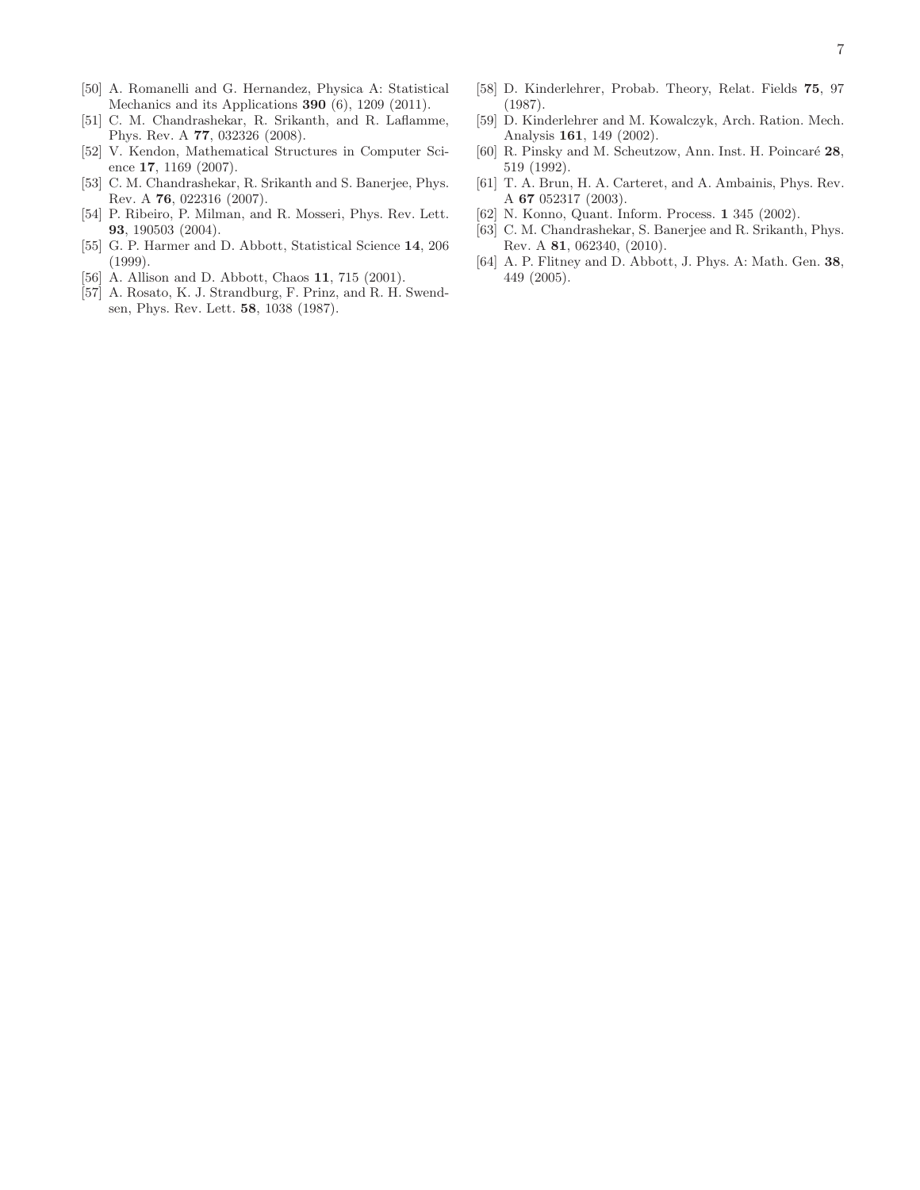[50] A. Romanelli and G. Hernandez, Physica A: Statistical Mechanics and its Applications **390** (6), 1209 (2011).

[51] C. M. Chandrashekar, R. Srikanth, and R. Laflamme, Phys. Rev. A **77**, 032326 (2008).

[52] V. Kendon, Mathematical Structures in Computer Science **17**, 1169 (2007).

[53] C. M. Chandrashekar, R. Srikanth and S. Banerjee, Phys. Rev. A **76**, 022316 (2007).

[54] P. Ribeiro, P. Milman, and R. Mosseri, Phys. Rev. Lett. **93**, 190503 (2004).

[55] G. P. Harmer and D. Abbott, Statistical Science **14**, 206 (1999).

[56] A. Allison and D. Abbott, Chaos **11**, 715 (2001).

[57] A. Rosato, K. J. Strandburg, F. Prinz, and R. H. Swendsen, Phys. Rev. Lett. **58**, 1038 (1987).

[58] D. Kinderlehrer, Probab. Theory, Relat. Fields **75**, 97 (1987).

[59] D. Kinderlehrer and M. Kowalczyk, Arch. Ration. Mech. Analysis **161**, 149 (2002).

[60] R. Pinsky and M. Scheutzow, Ann. Inst. H. Poincaré **28**, 519 (1992).

[61] T. A. Brun, H. A. Carteret, and A. Ambainis, Phys. Rev. A **67** 052317 (2003).

[62] N. Konno, Quant. Inform. Process. **1** 345 (2002).

[63] C. M. Chandrashekar, S. Banerjee and R. Srikanth, Phys. Rev. A **81**, 062340, (2010).

[64] A. P. Flitney and D. Abbott, J. Phys. A: Math. Gen. **38**, 449 (2005).